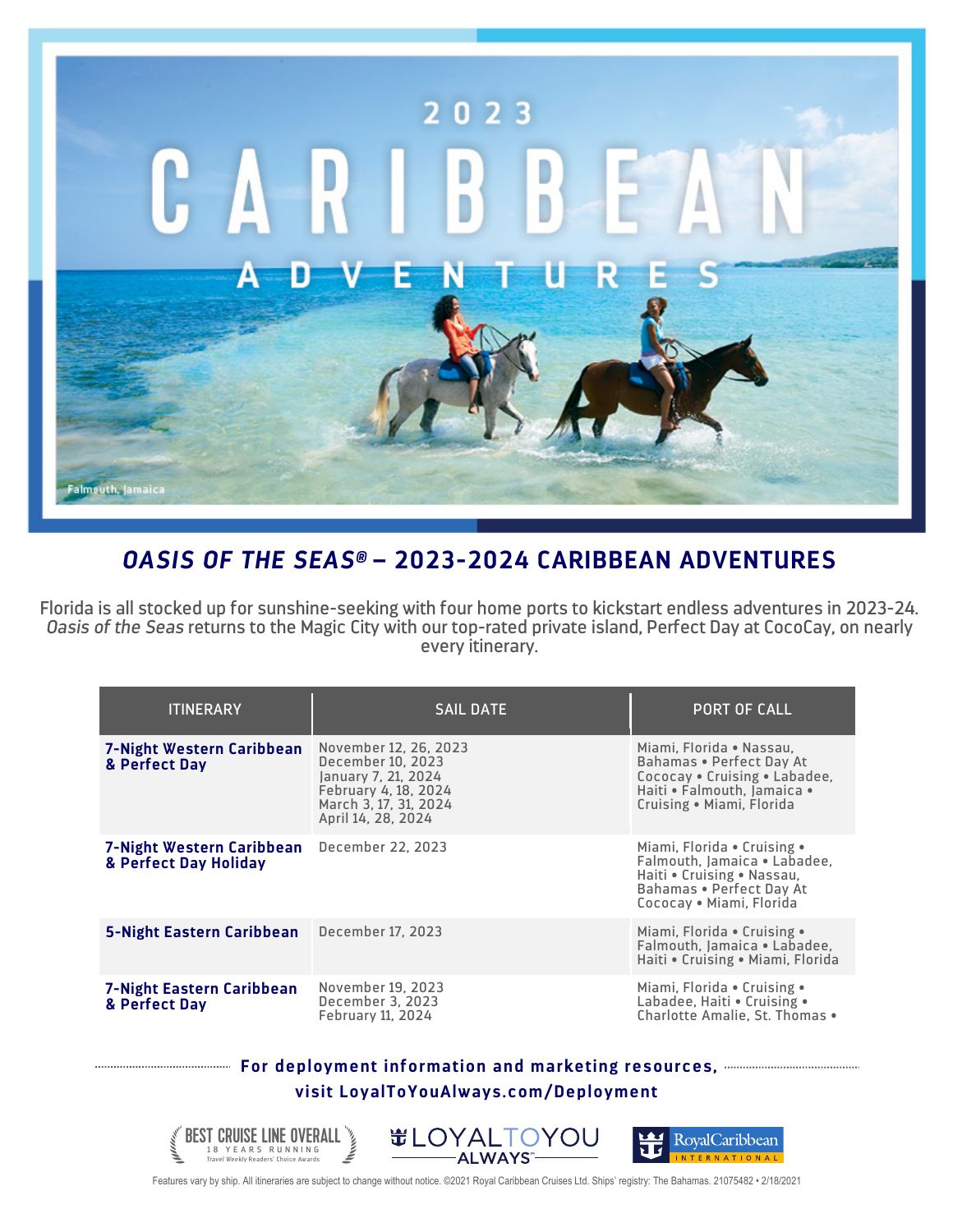# 2023 CARIBBEAN ADVENTURES

Falmouth, Jamaica

## *OASIS OF THE SEAS®* – 2023-2024 CARIBBEAN ADVENTURES

Florida is all stocked up for sunshine-seeking with four home ports to kickstart endless adventures in 2023-24. *Oasis of the Seas* returns to the Magic City with our top-rated private island, Perfect Day at CocoCay, on nearly every itinerary.

| ITINERARY | SAIL DATE | PORT OF CALL |
|---|---|---|
| **7-Night Western Caribbean & Perfect Day** | November 12, 26, 2023<br>December 10, 2023<br>January 7, 21, 2024<br>February 4, 18, 2024<br>March 3, 17, 31, 2024<br>April 14, 28, 2024 | Miami, Florida • Nassau, Bahamas • Perfect Day At Cococay • Cruising • Labadee, Haiti • Falmouth, Jamaica • Cruising • Miami, Florida |
| **7-Night Western Caribbean & Perfect Day Holiday** | December 22, 2023 | Miami, Florida • Cruising • Falmouth, Jamaica • Labadee, Haiti • Cruising • Nassau, Bahamas • Perfect Day At Cococay • Miami, Florida |
| **5-Night Eastern Caribbean** | December 17, 2023 | Miami, Florida • Cruising • Falmouth, Jamaica • Labadee, Haiti • Cruising • Miami, Florida |
| **7-Night Eastern Caribbean & Perfect Day** | November 19, 2023<br>December 3, 2023<br>February 11, 2024 | Miami, Florida • Cruising • Labadee, Haiti • Cruising • Charlotte Amalie, St. Thomas • |

**For deployment information and marketing resources, visit LoyalToYouAlways.com/Deployment**

BEST CRUISE LINE OVERALL 18 YEARS RUNNING Travel Weekly Readers' Choice Awards

LOYALTOYOU ALWAYS

Royal Caribbean INTERNATIONAL

Features vary by ship. All itineraries are subject to change without notice. ©2021 Royal Caribbean Cruises Ltd. Ships' registry: The Bahamas. 21075482 • 2/18/2021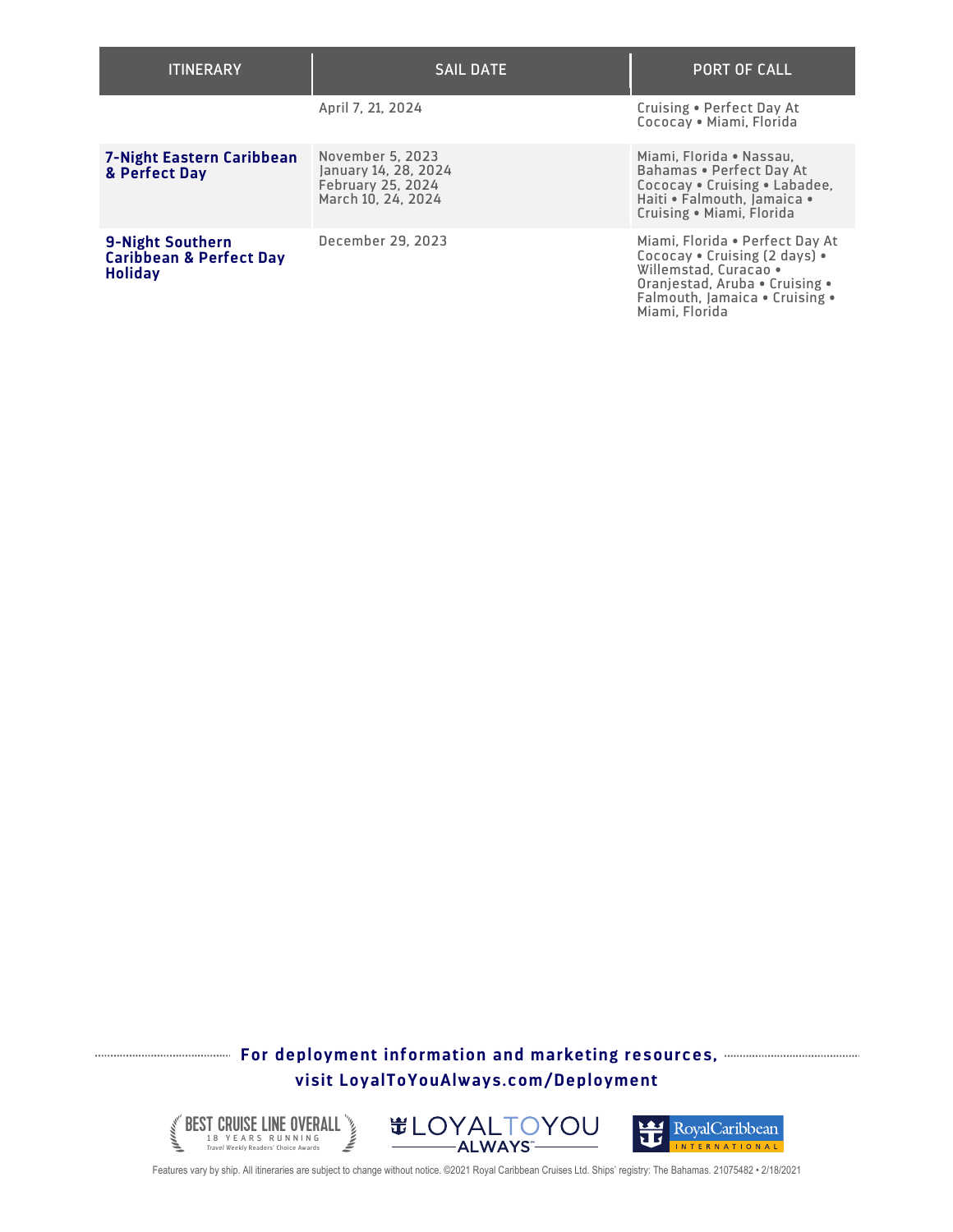| ITINERARY | SAIL DATE | PORT OF CALL |
|---|---|---|
| | April 7, 21, 2024 | Cruising • Perfect Day At Cococay • Miami, Florida |
| **7-Night Eastern Caribbean & Perfect Day** | November 5, 2023<br>January 14, 28, 2024<br>February 25, 2024<br>March 10, 24, 2024 | Miami, Florida • Nassau, Bahamas • Perfect Day At Cococay • Cruising • Labadee, Haiti • Falmouth, Jamaica • Cruising • Miami, Florida |
| **9-Night Southern Caribbean & Perfect Day Holiday** | December 29, 2023 | Miami, Florida • Perfect Day At Cococay • Cruising (2 days) • Willemstad, Curacao • Oranjestad, Aruba • Cruising • Falmouth, Jamaica • Cruising • Miami, Florida |

**For deployment information and marketing resources, visit LoyalToYouAlways.com/Deployment**

BEST CRUISE LINE OVERALL 18 YEARS RUNNING Travel Weekly Readers' Choice Awards

LOYALTOYOU ALWAYS

Royal Caribbean INTERNATIONAL

Features vary by ship. All itineraries are subject to change without notice. ©2021 Royal Caribbean Cruises Ltd. Ships' registry: The Bahamas. 21075482 • 2/18/2021